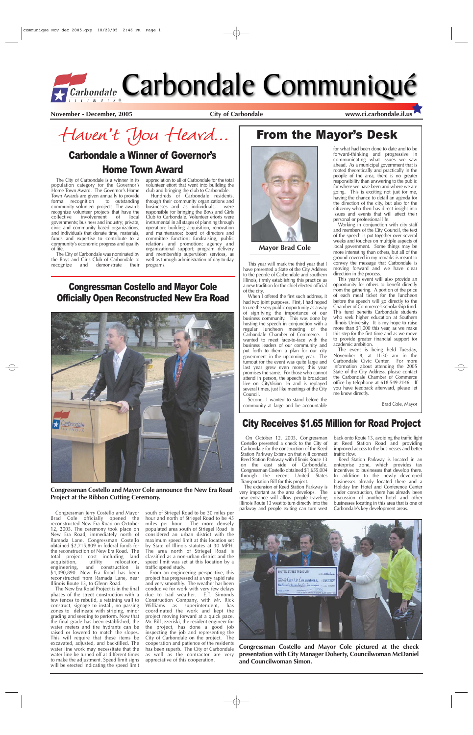# Carbondale Communiqué

**November - December, 2005** | **City of Carbondale** | **www.ci.carbondale.il.us**

## Haven't You Heard...

## Carbondale a Winner of Governor's Home Town Award

The City of Carbondale is a winner in its population category for the Governor's Home Town Award. The Governor's Home Town Awards are given annually to provide formal recognition to outstanding community volunteer projects. The awards recognize volunteer projects that have the collective involvement of local governments; business and industry; private, civic and community based organizations; and individuals that donate time, materials, funds and expertise to contribute to a community's economic progress and quality of life.

The City of Carbondale was nominated by the Boys and Girls Club of Carbondale to recognize and demonstrate their appreciation to all of Carbondale for the total volunteer effort that went into building the club and bringing the club to Carbondale.

Hundreds of Carbondale residents, through their community organizations and businesses and as individuals, were responsible for bringing the Boys and Girls Club to Carbondale. Volunteer efforts were instrumental in all stages of planning through operation: building acquisition, renovation and maintenance; board of directors and committee function; fundraising, public relations and promotion; agency and organizational support; program delivery and membership supervision services, as well as through administration of day to day programs.

## From the Mayor's Desk

Mayor Brad Cole

This year will mark the third year that I have presented a State of the City Address to the people of Carbondale and southern Illinois, firmly establishing this practice as a new tradition for the chief elected official of the city.

When I offered the first such address, it had two joint purposes. First, I had hoped to use the very public opportunity as a way of signifying the importance of our business community. This was done by hosting the speech in conjunction with a regular luncheon meeting of the Carbondale Chamber of Commerce. I wanted to meet face-to-face with the business leaders of our community and put forth to them a plan for our city government in the upcoming year. The turnout for the event was quite large and last year grew even more; this year promises the same. For those who cannot attend in person, the speech is broadcast live on CityVision 16 and is replayed several times, just like meetings of the City Council.

Second, I wanted to stand before the community at large and be accountable for what had been done to date and to be forward-thinking and progressive in communicating what issues we saw ahead. As a municipal government that is rooted theoretically and practically in the people of the area, there is no greater responsibility than answering to the public for where we have been and where we are going. This is exciting not just for me, having the chance to detail an agenda for the direction of the city, but also for the citizenry who then has direct insight into issues and events that will affect their personal or professional life.

Working in conjunction with city staff and members of the City Council, the text of the speech is put together over several weeks and touches on multiple aspects of local government. Some things may be more interesting than others, but all of the ground covered in my remarks is meant to convey the message that Carbondale is moving forward and we have clear direction in the process.

This year's event will also provide an opportunity for others to benefit directly from the gathering. A portion of the price of each meal ticket for the luncheon before the speech will go directly to the Chamber of Commerce's scholarship fund. This fund benefits Carbondale students who seek higher education at Southern Illinois University. It is my hope to raise more than $1,000 this year, as we make this step for the first time and as we move to provide greater financial support for academic ambition.

The event is being held Tuesday, November 8, at 11:30 am in the Carbondale Civic Center. For more information about attending the 2005 State of the City Address, please contact the Carbondale Chamber of Commerce office by telephone at 618-549-2146. If you have feedback afterward, please let me know directly.

Brad Cole, Mayor

## Congressman Costello and Mayor Cole Officially Open Reconstructed New Era Road

**Congressman Costello and Mayor Cole announce the New Era Road Project at the Ribbon Cutting Ceremony.**

Congressman Jerry Costello and Mayor Brad Cole officially opened the reconstructed New Era Road on October 12, 2005. The ceremony took place on New Era Road, immediately north of Ramada Lane. Congressman Costello obtained $2,715,809 in federal funds for the reconstruction of New Era Road. The total project cost including land acquisition, utility relocation, engineering, and construction is $4,090,890. New Era Road has been reconstructed from Ramada Lane, near Illinois Route 13, to Glenn Road.

The New Era Road Project is in the final phases of the street construction with a few fences to rebuild, a retaining wall to construct, signage to install, no passing zones to delineate with striping, minor grading and seeding to perform. Now that the final grade has been established, the water meters and fire hydrants can be raised or lowered to match the slopes. This will require that these items be excavated, adjusted, and backfilled. The water line work may necessitate that the water line be turned off at different times to make the adjustment. Speed limit signs will be erected indicating the speed limit south of Striegel Road to be 30 miles per hour and north of Striegel Road to be 45 miles per hour. The more densely populated area south of Striegel Road is considered an urban district with the maximum speed limit at this location set by State of Illinois statutes at 30 MPH. The area north of Striegel Road is classified as a non-urban district and the speed limit was set at this location by a traffic speed study.

From an engineering perspective, this project has progressed at a very rapid rate and very smoothly. The weather has been conducive for work with very few delays due to bad weather. E.T. Simonds Construction Company, with Mr. Rick Williams as superintendent, has coordinated the work and kept the project moving forward at a quick pace. Mr. Bill Jezeriski, the resident engineer for the project, has done a good job inspecting the job and representing the City of Carbondale on the project. The cooperation and patience of the residents has been superb. The City of Carbondale as well as the contractor are very appreciative of this cooperation.

## City Receives $1.65 Million for Road Project

On October 12, 2005, Congressman Costello presented a check to the City of Carbondale for the construction of the Reed Station Parkway Extension that will connect Reed Station Parkway with Illinois Route 13 on the east side of Carbondale. Congressman Costello obtained $1,655,004 through the recent United States Transportation Bill for this project.

The extension of Reed Station Parkway is very important as the area develops. The new entrance will allow people traveling Illinois Route 13 west to turn directly into the parkway and people exiting can turn west back onto Route 13, avoiding the traffic light at Reed Station Road and providing improved access to the businesses and better traffic flow.

Reed Station Parkway is located in an enterprise zone, which provides tax incentives to businesses that develop there. In addition to the newly developed businesses already located there and a Holiday Inn Hotel and Conference Center under construction, there has already been discussion of another hotel and other businesses locating in this area that is one of Carbondale's key development areas.

**Congressman Costello and Mayor Cole pictured at the check presentation with City Manager Doherty, Councilwoman McDaniel and Councilwoman Simon.**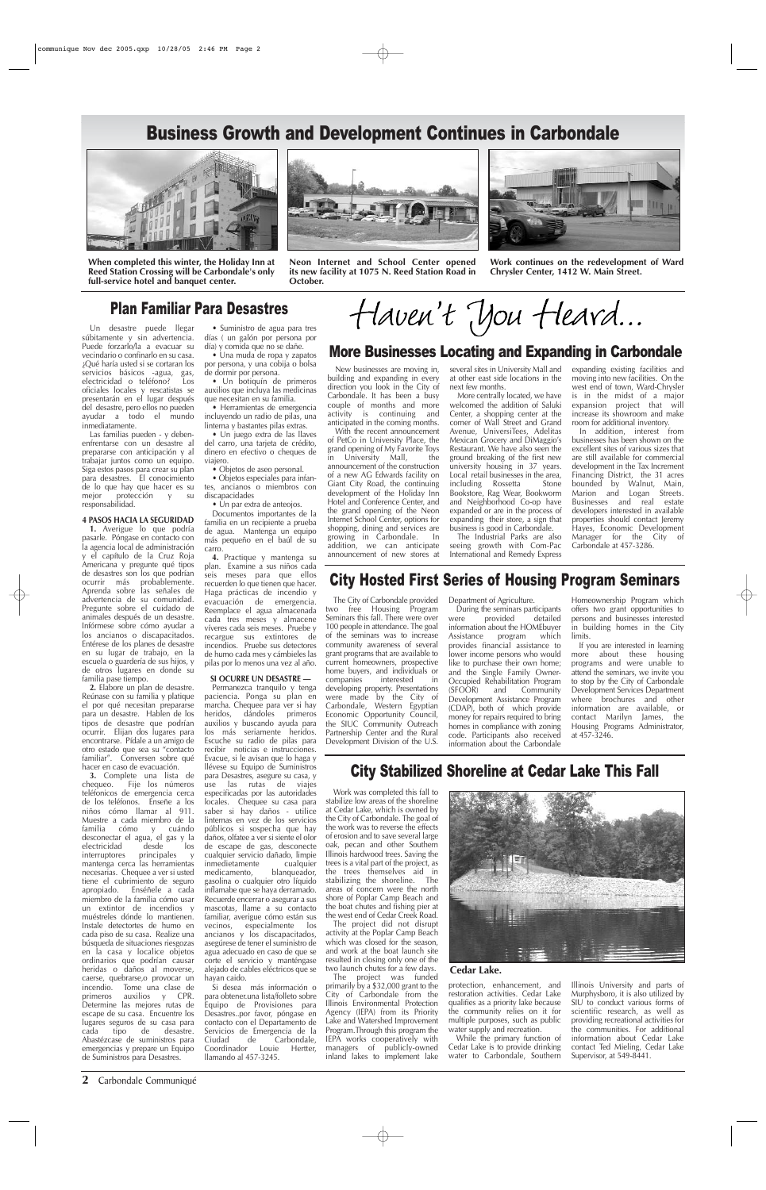# Business Growth and Development Continues in Carbondale

**When completed this winter, the Holiday Inn at Reed Station Crossing will be Carbondale's only full-service hotel and banquet center.**

**Neon Internet and School Center opened its new facility at 1075 N. Reed Station Road in October.**

**Work continues on the redevelopment of Ward Chrysler Center, 1412 W. Main Street.**

## Plan Familiar Para Desastres

Un desastre puede llegar súbitamente y sin advertencia. Puede forzarlo/la a evacuar su vecindario o confinarlo en su casa. ¿Qué haría usted si se cortaran los servicios básicos -agua, gas, electricidad o teléfono? Los oficiales locales y rescatistas se presentarán en el lugar después del desastre, pero ellos no pueden ayudar a todo el mundo inmediatamente.

Las familias pueden - y deben- enfrentarse con un desastre al prepararse con anticipación y al trabajar juntos como un equipo. Siga estos pasos para crear su plan para desastres. El conocimiento de lo que hay que hacer es su mejor protección y su responsabilidad.

**4 PASOS HACIA LA SEGURIDAD**

**1.** Averigue lo que podría pasarle. Póngase en contacto con la agencia local de administración y el capítulo de la Cruz Roja Americana y pregunte qué tipos de desastres son los que podrían ocurrir más probablemente. Aprenda sobre las señales de advertencia de su comunidad. Pregunte sobre el cuidado de animales después de un desastre. Infórmese sobre cómo ayudar a los ancianos o discapacitados. Entérese de los planes de desastre en su lugar de trabajo, en la escuela o guardería de sus hijos, y de otros lugares en donde su familia pase tiempo.

**2.** Elabore un plan de desastre. Reúnase con su familia y platique el por qué necesitan prepararse para un desastre. Hablen de los tipos de desastre que podrían ocurrir. Elijan dos lugares para encontrarse. Pídale a un amigo de otro estado que sea su "contacto familiar". Conversen sobre qué hacer en caso de evacuación.

**3.** Complete una lista de chequeo. Fije los números telefónicos de emergencia cerca de los teléfonos. Enseñe a los niños cómo llamar al 911. Muestre a cada miembro de la familia cómo y cuándo desconectar el agua, el gas y la electricidad desde los interruptores principales y mantenga cerca las herramientas necesarias. Chequee a ver si usted tiene el cubrimiento de seguro apropiado. Enséñele a cada miembro de la familia cómo usar un extintor de incendios y muéstreles dónde lo mantienen. Instale detectortes de humo en cada piso de su casa. Realize una búsqueda de situaciones riesgozas en la casa y localice objetos ordinarios que podrían causar heridas o daños al moverse, caerse, quebrarse,o provocar un incendio. Tome una clase de primeros auxilios y CPR. Determine las mejores rutas de escape de su casa. Encuentre los lugares seguros de su casa para cada tipo de desastre. Abastézcase de suministros para emergencias y prepare un Equipo de Suministros para Desastres.

- Suministro de agua para tres días ( un galón por persona por día) y comida que no se dañe.
- Una muda de ropa y zapatos por persona, y una cobija o bolsa de dormir por persona.
- Un botiquín de primeros auxilios que incluya las medicinas que necesitan en su familia.
- Herramientas de emergencia incluyendo un radio de pilas, una linterna y bastantes pilas extras.
- Un juego extra de las llaves del carro, una tarjeta de crédito, dinero en efectivo o cheques de viajero.
- Objetos de aseo personal.
- Objetos especiales para infantes, ancianos o miembros con discapacidades
- Un par extra de anteojos.

Documentos importantes de la familia en un recipiente a prueba de agua. Mantenga un equipo más pequeño en el baúl de su carro.

**4.** Practique y mantenga su plan. Examine a sus niños cada seis meses para que ellos recuerden lo que tienen que hacer. Haga prácticas de incendio y evacuación de emergencia. Reemplace el agua almacenada cada tres meses y almacene víveres cada seis meses. Pruebe y recargue sus extintores de incendios. Pruebe sus detectores de humo cada mes y cámbieles las pilas por lo menos una vez al año.

**SI OCURRE UN DESASTRE —**

Permanezca tranquilo y tenga paciencia. Ponga su plan en marcha. Chequee para ver si hay heridos, dándoles primeros auxilios y buscando ayuda para los más seriamente heridos. Escuche su radio de pilas para recibir noticias e instrucciones. Evacue, si le avisan que lo haga y llévese su Equipo de Suministros para Desastres, asegure su casa, y use las rutas de viajes especificadas por las autoridades locales. Chequee su casa para saber si hay daños - utilice linternas en vez de los servicios públicos si sospecha que hay daños, olfatee a ver si siente el olor de escape de gas, desconecte cualquier servicio dañado, limpie inmediatamente cualquier medicamento, blanqueador, gasolina o cualquier otro líquido inflamable que se haya derramado. Recuerde encerrar o asegurar a sus mascotas, llame a su contacto familiar, averigue cómo están sus vecinos, especialmente los ancianos y los discapacitados, asegúrese de tener el suministro de agua adecuado en caso de que se corte el servicio y manténgase alejado de cables eléctricos que se hayan caido.

Si desea más información o para obtener.una lista/folleto sobre Equipo de Provisiones para Desastres..por favor, póngase en contacto con el Departamento de Servicios de Emergencia de la Ciudad de Carbondale, Coordinador Louie Hertter, llamando al 457-3245.

# Haven't You Heard...

## More Businesses Locating and Expanding in Carbondale

New businesses are moving in, building and expanding in every direction you look in the City of Carbondale. It has been a busy couple of months and more activity is continuing and anticipated in the coming months.

With the recent announcement of PetCo in University Place, the grand opening of My Favorite Toys in University Mall, the announcement of the construction of a new AG Edwards facility on Giant City Road, the continuing development of the Holiday Inn Hotel and Conference Center, and the grand opening of the Neon Internet School Center, options for shopping, dining and services are growing in Carbondale. In addition, we can anticipate announcement of new stores at several sites in University Mall and at other east side locations in the next few months.

More centrally located, we have welcomed the addition of Saluki Center, a shopping center at the corner of Wall Street and Grand Avenue, UniversiTees, Adelitas Mexican Grocery and DiMaggio's Restaurant. We have also seen the ground breaking of the first new university housing in 37 years. Local retail businesses in the area, including Rossetta Stone Bookstore, Rag Wear, Bookworm and Neighborhood Co-op have expanded or are in the process of expanding their store, a sign that business is good in Carbondale.

The Industrial Parks are also seeing growth with Com-Pac International and Remedy Express expanding existing facilities and moving into new facilities. On the west end of town, Ward-Chrysler is in the midst of a major expansion project that will increase its showroom and make room for additional inventory.

In addition, interest from businesses has been shown on the excellent sites of various sizes that are still available for commercial development in the Tax Increment Financing District, the 31 acres bounded by Walnut, Main, Marion and Logan Streets. Businesses and real estate developers interested in available properties should contact Jeremy Hayes, Economic Development Manager for the City of Carbondale at 457-3286.

## City Hosted First Series of Housing Program Seminars

The City of Carbondale provided two free Housing Program Seminars this fall. There were over 100 people in attendance. The goal of the seminars was to increase community awareness of several grant programs that are available to current homeowners, prospective home buyers, and individuals or companies interested in developing property. Presentations were made by the City of Carbondale, Western Egyptian Economic Opportunity Council, the SIUC Community Outreach Partnership Center and the Rural Development Division of the U.S. Department of Agriculture.

During the seminars participants were provided detailed information about the HOMEbuyer Assistance program which provides financial assistance to lower income persons who would like to purchase their own home; and the Single Family Owner-Occupied Rehabilitation Program (SFOOR) and Community Development Assistance Program (CDAP), both of which provide money for repairs required to bring homes in compliance with zoning code. Participants also received information about the Carbondale Homeownership Program which offers two grant opportunities to persons and businesses interested in building homes in the City limits.

If you are interested in learning more about these housing programs and were unable to attend the seminars, we invite you to stop by the City of Carbondale Development Services Department where brochures and other information are available, or contact Marilyn James, the Housing Programs Administrator, at 457-3246.

## City Stabilized Shoreline at Cedar Lake This Fall

Work was completed this fall to stabilize low areas of the shoreline at Cedar Lake, which is owned by the City of Carbondale. The goal of the work was to reverse the effects of erosion and to save several large oak, pecan and other Southern Illinois hardwood trees. Saving the trees is a vital part of the project, as the trees themselves aid in stabilizing the shoreline. The areas of concern were the north shore of Poplar Camp Beach and the boat chutes and fishing pier at the west end of Cedar Creek Road.

The project did not disrupt activity at the Poplar Camp Beach which was closed for the season, and work at the boat launch site resulted in closing only one of the two launch chutes for a few days.

The project was funded primarily by a $32,000 grant to the City of Carbondale from the Illinois Environmental Protection Agency (IEPA) from its Priority Lake and Watershed Improvement Program.Through this program the IEPA works cooperatively with managers of publicly-owned inland lakes to implement lake protection, enhancement, and restoration activities. Cedar Lake qualifies as a priority lake because the community relies on it for multiple purposes, such as public water supply and recreation.

**Cedar Lake.**

While the primary function of Cedar Lake is to provide drinking water to Carbondale, Southern Illinois University and parts of Murphysboro, it is also utilized by SIU to conduct various forms of scientific research, as well as providing recreational activities for the communities. For additional information about Cedar Lake contact Ted Mieling, Cedar Lake Supervisor, at 549-8441.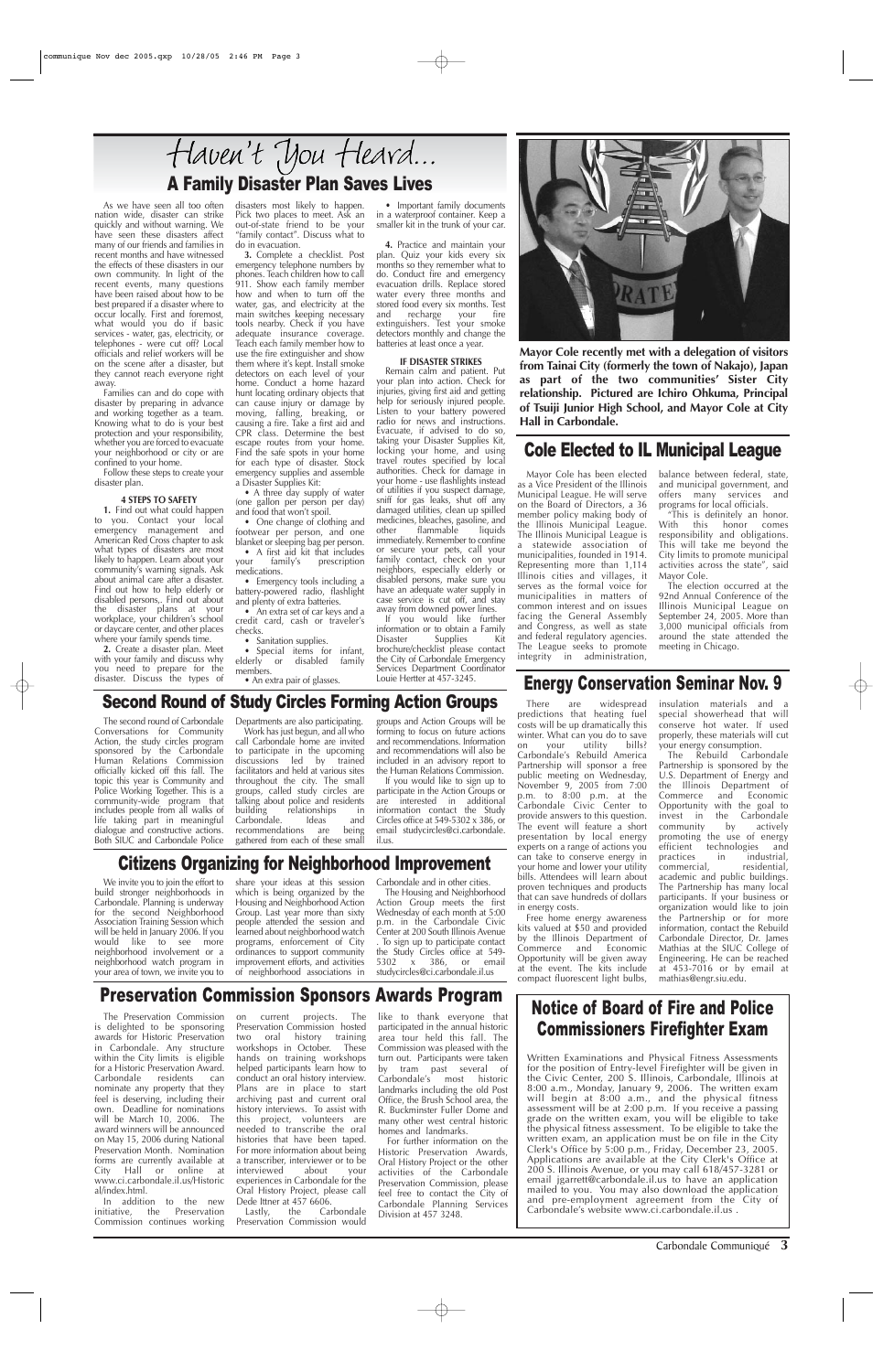# Haven't You Heard...

## A Family Disaster Plan Saves Lives

As we have seen all too often nation wide, disaster can strike quickly and without warning. We have seen these disasters affect many of our friends and families in recent months and have witnessed the effects of these disasters in our own community. In light of the recent events, many questions have been raised about how to be best prepared if a disaster where to occur locally. First and foremost, what would you do if basic services - water, gas, electricity, or telephones - were cut off? Local officials and relief workers will be on the scene after a disaster, but they cannot reach everyone right away.

Families can and do cope with disaster by preparing in advance and working together as a team. Knowing what to do is your best protection and your responsibility, whether you are forced to evacuate your neighborhood or city or are confined to your home.

Follow these steps to create your disaster plan.

**4 STEPS TO SAFETY**

**1.** Find out what could happen to you. Contact your local emergency management and American Red Cross chapter to ask what types of disasters are most likely to happen. Learn about your community's warning signals. Ask about animal care after a disaster. Find out how to help elderly or disabled persons,. Find out about the disaster plans at your workplace, your children's school or daycare center, and other places where your family spends time.

**2.** Create a disaster plan. Meet with your family and discuss why you need to prepare for the disaster. Discuss the types of disasters most likely to happen. Pick two places to meet. Ask an out-of-state friend to be your "family contact". Discuss what to do in evacuation.

**3.** Complete a checklist. Post emergency telephone numbers by phones. Teach children how to call 911. Show each family member how and when to turn off the water, gas, and electricity at the main switches keeping necessary tools nearby. Check if you have adequate insurance coverage. Teach each family member how to use the fire extinguisher and show them where it's kept. Install smoke detectors on each level of your home. Conduct a home hazard hunt locating ordinary objects that can cause injury or damage by moving, falling, breaking, or causing a fire. Take a first aid and CPR class. Determine the best escape routes from your home. Find the safe spots in your home for each type of disaster. Stock emergency supplies and assemble a Disaster Supplies Kit:

- A three day supply of water (one gallon per person per day) and food that won't spoil.
- One change of clothing and footwear per person, and one blanket or sleeping bag per person.
- A first aid kit that includes your family's prescription medications.
- Emergency tools including a battery-powered radio, flashlight and plenty of extra batteries.
- An extra set of car keys and a credit card, cash or traveler's checks.
- Sanitation supplies.
- Special items for infant, elderly or disabled family members.
- An extra pair of glasses.
- Important family documents in a waterproof container. Keep a smaller kit in the trunk of your car.

**4.** Practice and maintain your plan. Quiz your kids every six months so they remember what to do. Conduct fire and emergency evacuation drills. Replace stored water every three months and stored food every six months. Test and recharge your fire extinguishers. Test your smoke detectors monthly and change the batteries at least once a year.

**IF DISASTER STRIKES**

Remain calm and patient. Put your plan into action. Check for injuries, giving first aid and getting help for seriously injured people. Listen to your battery powered radio for news and instructions. Evacuate, if advised to do so, taking your Disaster Supplies Kit, locking your home, and using travel routes specified by local authorities. Check for damage in your home - use flashlights instead of utilities if you suspect damage, sniff for gas leaks, shut off any damaged utilities, clean up spilled medicines, bleaches, gasoline, and other flammable liquids immediately. Remember to confine or secure your pets, call your family contact, check on your neighbors, especially elderly or disabled persons, make sure you have an adequate water supply in case service is cut off, and stay away from downed power lines.

If you would like further information or to obtain a Family Disaster Supplies Kit brochure/checklist please contact the City of Carbondale Emergency Services Department Coordinator Louie Hertter at 457-3245.

**Mayor Cole recently met with a delegation of visitors from Tainai City (formerly the town of Nakajo), Japan as part of the two communities' Sister City relationship. Pictured are Ichiro Ohkuma, Principal of Tsuiji Junior High School, and Mayor Cole at City Hall in Carbondale.**

## Cole Elected to IL Municipal League

Mayor Cole has been elected as a Vice President of the Illinois Municipal League. He will serve on the Board of Directors, a 36 member policy making body of the Illinois Municipal League. The Illinois Municipal League is a statewide association of municipalities, founded in 1914. Representing more than 1,114 Illinois cities and villages, it serves as the formal voice for municipalities in matters of common interest and on issues facing the General Assembly and Congress, as well as state and federal regulatory agencies. The League seeks to promote integrity in administration, balance between federal, state, and municipal government, and offers many services and programs for local officials.

"This is definitely an honor. With this honor comes responsibility and obligations. This will take me beyond the City limits to promote municipal activities across the state", said Mayor Cole.

The election occurred at the 92nd Annual Conference of the Illinois Municipal League on September 24, 2005. More than 3,000 municipal officials from around the state attended the meeting in Chicago.

## Second Round of Study Circles Forming Action Groups

The second round of Carbondale Conversations for Community Action, the study circles program sponsored by the Carbondale Human Relations Commission officially kicked off this fall. The topic this year is Community and Police Working Together. This is a community-wide program that includes people from all walks of life taking part in meaningful dialogue and constructive actions. Both SIUC and Carbondale Police Departments are also participating.

Work has just begun, and all who call Carbondale home are invited to participate in the upcoming discussions led by trained facilitators and held at various sites throughout the city. The small groups, called study circles are talking about police and residents building relationships in Carbondale. Ideas and recommendations are being gathered from each of these small groups and Action Groups will be forming to focus on future actions and recommendations. Information and recommendations will also be included in an advisory report to the Human Relations Commission.

If you would like to sign up to participate in the Action Groups or are interested in additional information contact the Study Circles office at 549-5302 x 386, or email studycircles@ci.carbondale.il.us.

## Energy Conservation Seminar Nov. 9

There are widespread predictions that heating fuel costs will be up dramatically this winter. What can you do to save on your utility bills? Carbondale's Rebuild America Partnership will sponsor a free public meeting on Wednesday, November 9, 2005 from 7:00 p.m. to 8:00 p.m. at the Carbondale Civic Center to provide answers to this question. The event will feature a short presentation by local energy experts on a range of actions you can take to conserve energy in your home and lower your utility bills. Attendees will learn about proven techniques and products that can save hundreds of dollars in energy costs.

Free home energy awareness kits valued at $50 and provided by the Illinois Department of Commerce and Economic Opportunity will be given away at the event. The kits include compact fluorescent light bulbs, insulation materials and a special showerhead that will conserve hot water. If used properly, these materials will cut your energy consumption.

The Rebuild Carbondale Partnership is sponsored by the U.S. Department of Energy and the Illinois Department of Commerce and Economic Opportunity with the goal to invest in the Carbondale community by actively promoting the use of energy efficient technologies and practices in industrial, commercial, residential, academic and public buildings. The Partnership has many local participants. If your business or organization would like to join the Partnership or for more information, contact the Rebuild Carbondale Director, Dr. James Mathias at the SIUC College of Engineering. He can be reached at 453-7016 or by email at mathias@engr.siu.edu.

## Citizens Organizing for Neighborhood Improvement

We invite you to join the effort to build stronger neighborhoods in Carbondale. Planning is underway for the second Neighborhood Association Training Session which will be held in January 2006. If you would like to see more neighborhood involvement or a neighborhood watch program in your area of town, we invite you to share your ideas at this session which is being organized by the Housing and Neighborhood Action Group. Last year more than sixty people attended the session and learned about neighborhood watch programs, enforcement of City ordinances to support community improvement efforts, and activities of neighborhood associations in Carbondale and in other cities.

The Housing and Neighborhood Action Group meets the first Wednesday of each month at 5:00 p.m. in the Carbondale Civic Center at 200 South Illinois Avenue . To sign up to participate contact the Study Circles office at 549-5302 x 386, or email studycircles@ci.carbondale.il.us

## Preservation Commission Sponsors Awards Program

The Preservation Commission is delighted to be sponsoring awards for Historic Preservation in Carbondale. Any structure within the City limits is eligible for a Historic Preservation Award. Carbondale residents can nominate any property that they feel is deserving, including their own. Deadline for nominations will be March 10, 2006. The award winners will be announced on May 15, 2006 during National Preservation Month. Nomination forms are currently available at City Hall or online at www.ci.carbondale.il.us/Historical/index.html.

In addition to the new initiative, the Preservation Commission continues working on current projects. The Preservation Commission hosted two oral history training workshops in October. These hands on training workshops helped participants learn how to conduct an oral history interview. Plans are in place to start archiving past and current oral history interviews. To assist with this project, volunteers are needed to transcribe the oral histories that have been taped. For more information about being a transcriber, interviewer or to be interviewed about your experiences in Carbondale for the Oral History Project, please call Dede Ittner at 457 6606.

Lastly, the Carbondale Preservation Commission would like to thank everyone that participated in the annual historic area tour held this fall. The Commission was pleased with the turn out. Participants were taken by tram past several of Carbondale's most historic landmarks including the old Post Office, the Brush School area, the R. Buckminster Fuller Dome and many other west central historic homes and landmarks.

For further information on the Historic Preservation Awards, Oral History Project or the other activities of the Carbondale Preservation Commission, please feel free to contact the City of Carbondale Planning Services Division at 457 3248.

## Notice of Board of Fire and Police Commissioners Firefighter Exam

Written Examinations and Physical Fitness Assessments for the position of Entry-level Firefighter will be given in the Civic Center, 200 S. Illinois, Carbondale, Illinois at 8:00 a.m., Monday, January 9, 2006. The written exam will begin at 8:00 a.m., and the physical fitness assessment will be at 2:00 p.m. If you receive a passing grade on the written exam, you will be eligible to take the physical fitness assessment. To be eligible to take the written exam, an application must be on file in the City Clerk's Office by 5:00 p.m., Friday, December 23, 2005. Applications are available at the City Clerk's Office at 200 S. Illinois Avenue, or you may call 618/457-3281 or email jgarrett@carbondale.il.us to have an application mailed to you. You may also download the application and pre-employment agreement from the City of Carbondale's website www.ci.carbondale.il.us .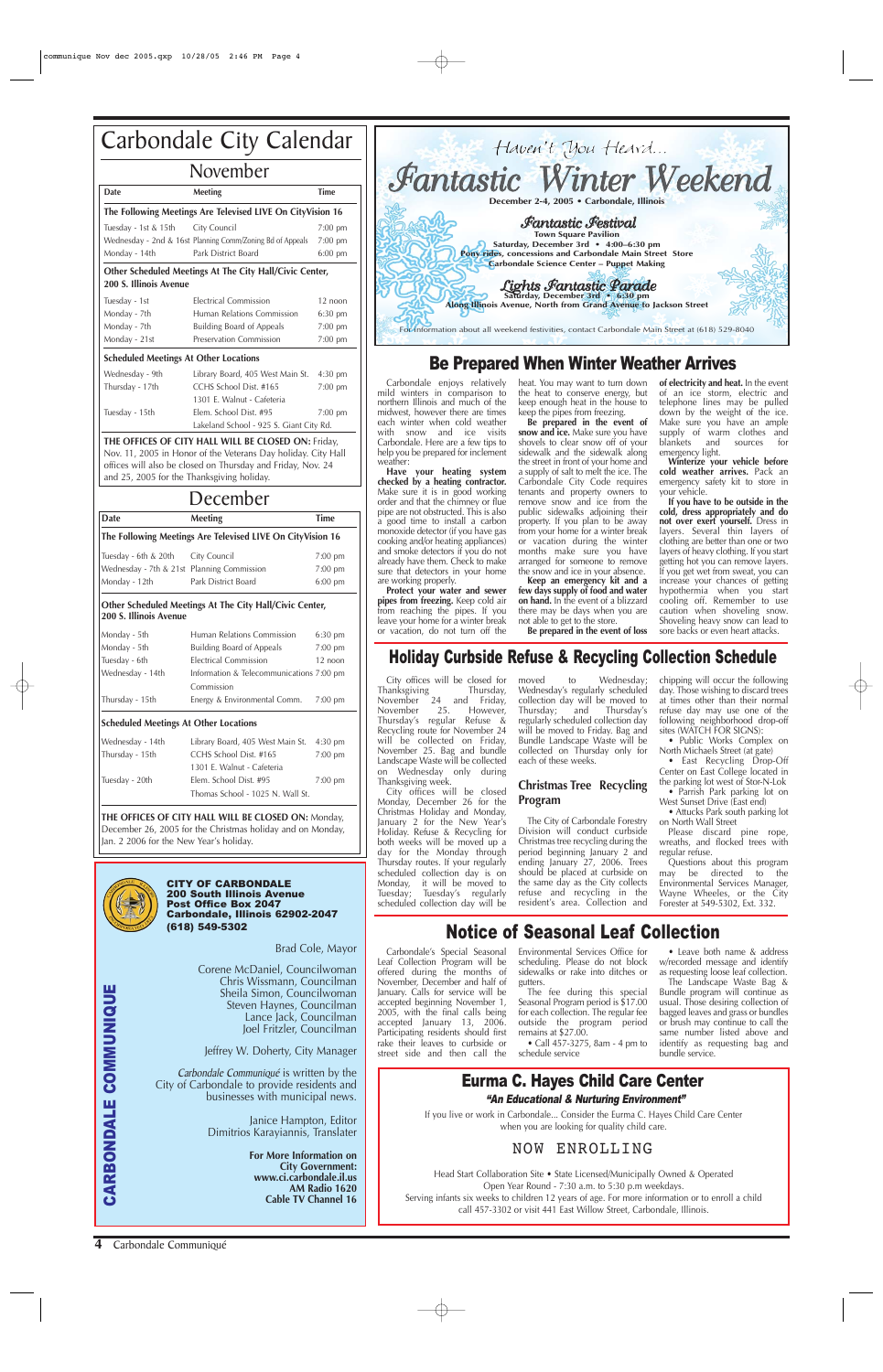# Carbondale City Calendar

## November

| Date | Meeting | Time |
|---|---|---|
| **The Following Meetings Are Televised LIVE On CityVision 16** | | |
| Tuesday - 1st & 15th | City Council | 7:00 pm |
| Wednesday - 2nd & 16st | Planning Comm/Zoning Bd of Appeals | 7:00 pm |
| Monday - 14th | Park District Board | 6:00 pm |
| **Other Scheduled Meetings At The City Hall/Civic Center, 200 S. Illinois Avenue** | | |
| Tuesday - 1st | Electrical Commission | 12 noon |
| Monday - 7th | Human Relations Commission | 6:30 pm |
| Monday - 7th | Building Board of Appeals | 7:00 pm |
| Monday - 21st | Preservation Commission | 7:00 pm |
| **Scheduled Meetings At Other Locations** | | |
| Wednesday - 9th | Library Board, 405 West Main St. | 4:30 pm |
| Thursday - 17th | CCHS School Dist. #165 1301 E. Walnut - Cafeteria | 7:00 pm |
| Tuesday - 15th | Elem. School Dist. #95 Lakeland School - 925 S. Giant City Rd. | 7:00 pm |

**THE OFFICES OF CITY HALL WILL BE CLOSED ON:** Friday, Nov. 11, 2005 in Honor of the Veterans Day holiday. City Hall offices will also be closed on Thursday and Friday, Nov. 24 and 25, 2005 for the Thanksgiving holiday.

## December

| Date | Meeting | Time |
|---|---|---|
| **The Following Meetings Are Televised LIVE On CityVision 16** | | |
| Tuesday - 6th & 20th | City Council | 7:00 pm |
| Wednesday - 7th & 21st | Planning Commission | 7:00 pm |
| Monday - 12th | Park District Board | 6:00 pm |
| **Other Scheduled Meetings At The City Hall/Civic Center, 200 S. Illinois Avenue** | | |
| Monday - 5th | Human Relations Commission | 6:30 pm |
| Monday - 5th | Building Board of Appeals | 7:00 pm |
| Tuesday - 6th | Electrical Commission | 12 noon |
| Wednesday - 14th | Information & Telecommunications Commission | 7:00 pm |
| Thursday - 15th | Energy & Environmental Comm. | 7:00 pm |
| **Scheduled Meetings At Other Locations** | | |
| Wednesday - 14th | Library Board, 405 West Main St. | 4:30 pm |
| Thursday - 15th | CCHS School Dist. #165 1301 E. Walnut - Cafeteria | 7:00 pm |
| Tuesday - 20th | Elem. School Dist. #95 Thomas School - 1025 N. Wall St. | 7:00 pm |

**THE OFFICES OF CITY HALL WILL BE CLOSED ON:** Monday, December 26, 2005 for the Christmas holiday and on Monday, Jan. 2 2006 for the New Year's holiday.

**CITY OF CARBONDALE**
**200 South Illinois Avenue**
**Post Office Box 2047**
**Carbondale, Illinois 62902-2047**
**(618) 549-5302**

**CARBONDALE COMMUNIQUE**

Brad Cole, Mayor

Corene McDaniel, Councilwoman
Chris Wissmann, Councilman
Sheila Simon, Councilwoman
Steven Haynes, Councilman
Lance Jack, Councilman
Joel Fritzler, Councilman

Jeffrey W. Doherty, City Manager

*Carbondale Communiqué* is written by the City of Carbondale to provide residents and businesses with municipal news.

Janice Hampton, Editor
Dimitrios Karayiannis, Translater

**For More Information on City Government:**
**www.ci.carbondale.il.us**
**AM Radio 1620**
**Cable TV Channel 16**

---

*Haven't You Heard...*

# Fantastic Winter Weekend

**December 2-4, 2005 • Carbondale, Illinois**

### *Fantastic Festival*

**Town Square Pavilion**
**Saturday, December 3rd • 4:00–6:30 pm**
**Pony rides, concessions and Carbondale Main Street Store**
**Carbondale Science Center – Puppet Making**

### *Lights Fantastic Parade*

**Saturday, December 3rd • 6:30 pm**
**Along Illinois Avenue, North from Grand Avenue to Jackson Street**

For information about all weekend festivities, contact Carbondale Main Street at (618) 529-8040

# Be Prepared When Winter Weather Arrives

Carbondale enjoys relatively mild winters in comparison to northern Illinois and much of the midwest, however there are times each winter when cold weather with snow and ice visits Carbondale. Here are a few tips to help you be prepared for inclement weather:

**Have your heating system checked by a heating contractor.** Make sure it is in good working order and that the chimney or flue pipe are not obstructed. This is also a good time to install a carbon monoxide detector (if you have gas cooking and/or heating appliances) and smoke detectors if you do not already have them. Check to make sure that detectors in your home are working properly.

**Protect your water and sewer pipes from freezing.** Keep cold air from reaching the pipes. If you leave your home for a winter break or vacation, do not turn off the heat. You may want to turn down the heat to conserve energy, but keep enough heat in the house to keep the pipes from freezing.

**Be prepared in the event of snow and ice.** Make sure you have shovels to clear snow off of your sidewalk and the sidewalk along the street in front of your home and a supply of salt to melt the ice. The Carbondale City Code requires tenants and property owners to remove snow and ice from the public sidewalks adjoining their property. If you plan to be away from your home for a winter break or vacation during the winter months make sure you have arranged for someone to remove the snow and ice in your absence.

**Keep an emergency kit and a few days supply of food and water on hand.** In the event of a blizzard there may be days when you are not able to get to the store.

**Be prepared in the event of loss of electricity and heat.** In the event of an ice storm, electric and telephone lines may be pulled down by the weight of the ice. Make sure you have an ample supply of warm clothes and blankets and sources for emergency light.

**Winterize your vehicle before cold weather arrives.** Pack an emergency safety kit to store in your vehicle.

**If you have to be outside in the cold, dress appropriately and do not over exert yourself.** Dress in layers. Several thin layers of clothing are better than one or two layers of heavy clothing. If you start getting hot you can remove layers. If you get wet from sweat, you can increase your chances of getting hypothermia when you start cooling off. Remember to use caution when shoveling snow. Shoveling heavy snow can lead to sore backs or even heart attacks.

# Holiday Curbside Refuse & Recycling Collection Schedule

City offices will be closed for Thanksgiving Thursday, November 24 and Friday, November 25. However, Thursday's regular Refuse & Recycling route for November 24 will be collected on Friday, November 25. Bag and bundle Landscape Waste will be collected on Wednesday only during Thanksgiving week.

City offices will be closed Monday, December 26 for the Christmas Holiday and Monday, January 2 for the New Year's Holiday. Refuse & Recycling for both weeks will be moved up a day for the Monday through Thursday routes. If your regularly scheduled collection day is on Monday, it will be moved to Tuesday; Tuesday's regularly scheduled collection day will be moved to Wednesday; Wednesday's regularly scheduled collection day will be moved to Thursday; and Thursday's regularly scheduled collection day will be moved to Friday. Bag and Bundle Landscape Waste will be collected on Thursday only for each of these weeks.

## Christmas Tree Recycling Program

The City of Carbondale Forestry Division will conduct curbside Christmas tree recycling during the period beginning January 2 and ending January 27, 2006. Trees should be placed at curbside on the same day as the City collects refuse and recycling in the resident's area. Collection and chipping will occur the following day. Those wishing to discard trees at times other than their normal refuse day may use one of the following neighborhood drop-off sites (WATCH FOR SIGNS):

- Public Works Complex on North Michaels Street (at gate)
- East Recycling Drop-Off Center on East College located in the parking lot west of Stor-N-Lok
- Parrish Park parking lot on West Sunset Drive (East end)
- Attucks Park south parking lot on North Wall Street

Please discard pine rope, wreaths, and flocked trees with regular refuse.

Questions about this program may be directed to the Environmental Services Manager, Wayne Wheeles, or the City Forester at 549-5302, Ext. 332.

# Notice of Seasonal Leaf Collection

Carbondale's Special Seasonal Leaf Collection Program will be offered during the months of November, December and half of January. Calls for service will be accepted beginning November 1, 2005, with the final calls being accepted January 13, 2006. Participating residents should first rake their leaves to curbside or street side and then call the Environmental Services Office for scheduling. Please do not block sidewalks or rake into ditches or gutters.

The fee during this special Seasonal Program period is $17.00 for each collection. The regular fee outside the program period remains at $27.00.

- Call 457-3275, 8am - 4 pm to schedule service
- Leave both name & address w/recorded message and identify as requesting loose leaf collection.

The Landscape Waste Bag & Bundle program will continue as usual. Those desiring collection of bagged leaves and grass or bundles or brush may continue to call the same number listed above and identify as requesting bag and bundle service.

# Eurma C. Hayes Child Care Center

***"An Educational & Nurturing Environment"***

If you live or work in Carbondale... Consider the Eurma C. Hayes Child Care Center when you are looking for quality child care.

NOW ENROLLING

Head Start Collaboration Site • State Licensed/Municipally Owned & Operated
Open Year Round - 7:30 a.m. to 5:30 p.m weekdays.
Serving infants six weeks to children 12 years of age. For more information or to enroll a child call 457-3302 or visit 441 East Willow Street, Carbondale, Illinois.